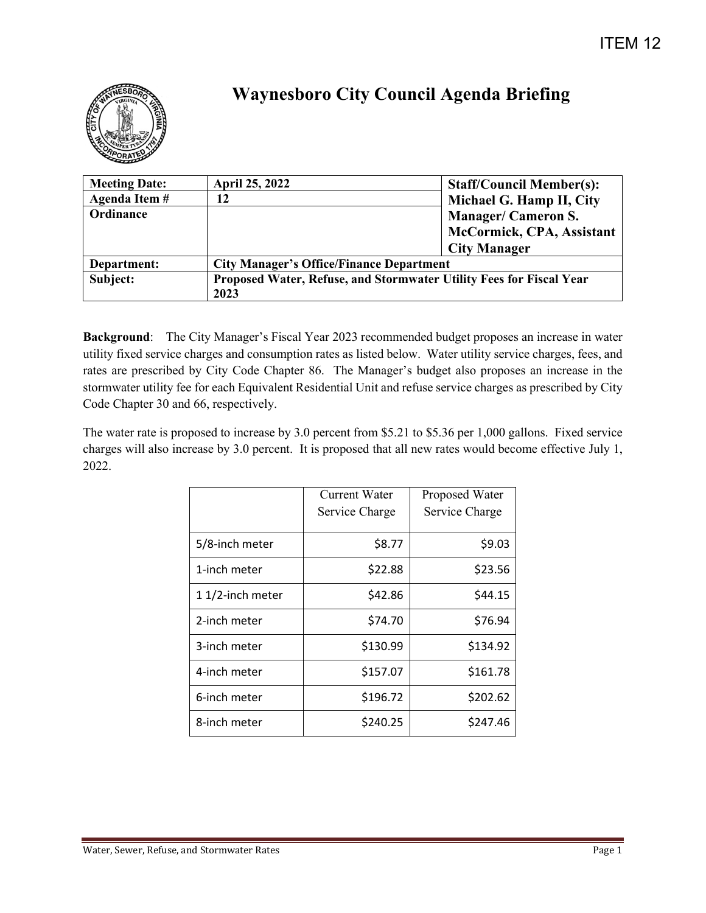ITEM 12

# Waynesboro City Council Agenda Briefing

| Meeting Date: | April 25, 2022 | Staff/Council Member(s): Michael G. Hamp II, City Manager/ Cameron S. McCormick, CPA, Assistant City Manager |
|---|---|---|
| Agenda Item # | 12 | |
| Ordinance | | |
| Department: | City Manager's Office/Finance Department | |
| Subject: | Proposed Water, Refuse, and Stormwater Utility Fees for Fiscal Year 2023 | |

**Background**: The City Manager's Fiscal Year 2023 recommended budget proposes an increase in water utility fixed service charges and consumption rates as listed below. Water utility service charges, fees, and rates are prescribed by City Code Chapter 86. The Manager's budget also proposes an increase in the stormwater utility fee for each Equivalent Residential Unit and refuse service charges as prescribed by City Code Chapter 30 and 66, respectively.

The water rate is proposed to increase by 3.0 percent from $5.21 to $5.36 per 1,000 gallons. Fixed service charges will also increase by 3.0 percent. It is proposed that all new rates would become effective July 1, 2022.

| | Current Water Service Charge | Proposed Water Service Charge |
|---|---|---|
| 5/8-inch meter | $8.77 | $9.03 |
| 1-inch meter | $22.88 | $23.56 |
| 1 1/2-inch meter | $42.86 | $44.15 |
| 2-inch meter | $74.70 | $76.94 |
| 3-inch meter | $130.99 | $134.92 |
| 4-inch meter | $157.07 | $161.78 |
| 6-inch meter | $196.72 | $202.62 |
| 8-inch meter | $240.25 | $247.46 |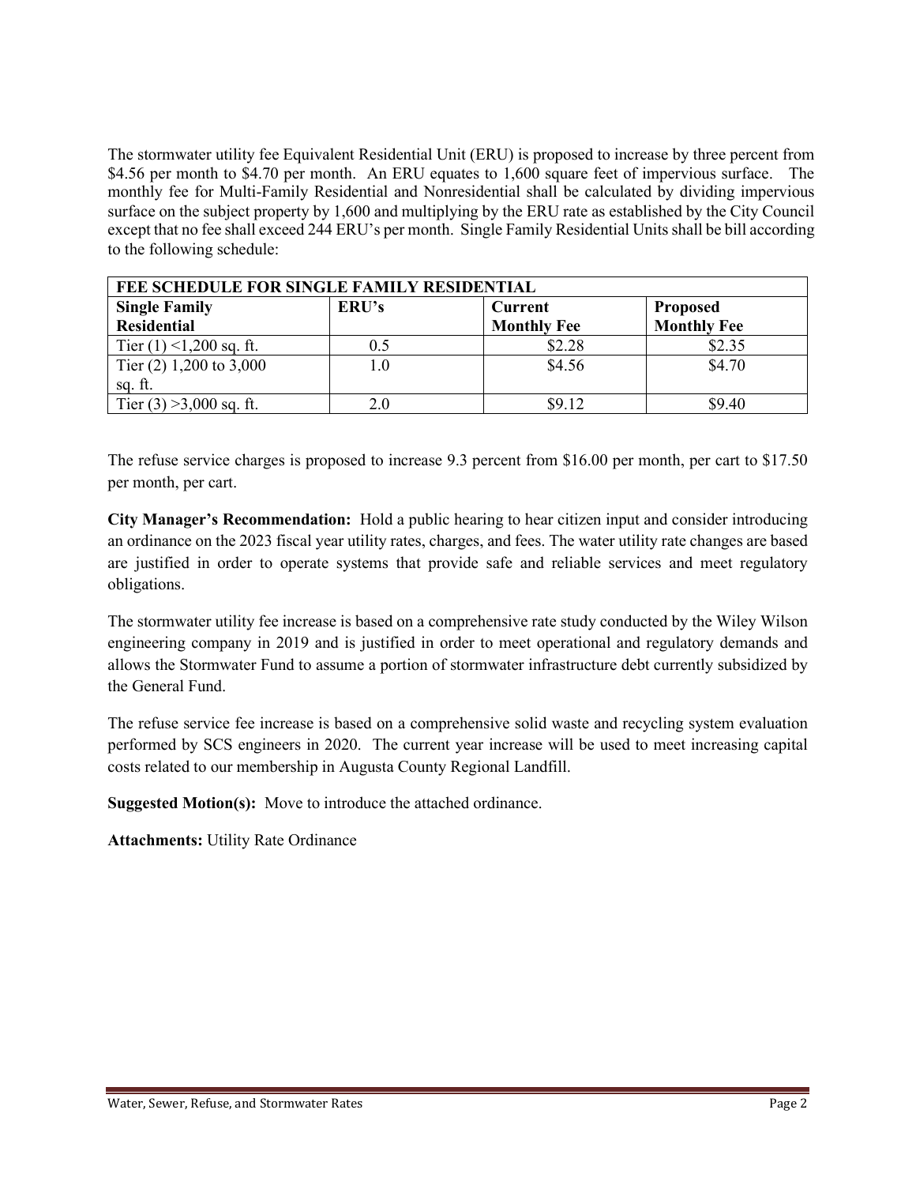The stormwater utility fee Equivalent Residential Unit (ERU) is proposed to increase by three percent from $4.56 per month to $4.70 per month. An ERU equates to 1,600 square feet of impervious surface. The monthly fee for Multi-Family Residential and Nonresidential shall be calculated by dividing impervious surface on the subject property by 1,600 and multiplying by the ERU rate as established by the City Council except that no fee shall exceed 244 ERU's per month. Single Family Residential Units shall be bill according to the following schedule:

| FEE SCHEDULE FOR SINGLE FAMILY RESIDENTIAL | | | |
|---|---|---|---|
| **Single Family Residential** | **ERU's** | **Current Monthly Fee** | **Proposed Monthly Fee** |
| Tier (1) <1,200 sq. ft. | 0.5 | $2.28 | $2.35 |
| Tier (2) 1,200 to 3,000 sq. ft. | 1.0 | $4.56 | $4.70 |
| Tier (3) >3,000 sq. ft. | 2.0 | $9.12 | $9.40 |

The refuse service charges is proposed to increase 9.3 percent from $16.00 per month, per cart to $17.50 per month, per cart.

**City Manager's Recommendation:** Hold a public hearing to hear citizen input and consider introducing an ordinance on the 2023 fiscal year utility rates, charges, and fees. The water utility rate changes are based are justified in order to operate systems that provide safe and reliable services and meet regulatory obligations.

The stormwater utility fee increase is based on a comprehensive rate study conducted by the Wiley Wilson engineering company in 2019 and is justified in order to meet operational and regulatory demands and allows the Stormwater Fund to assume a portion of stormwater infrastructure debt currently subsidized by the General Fund.

The refuse service fee increase is based on a comprehensive solid waste and recycling system evaluation performed by SCS engineers in 2020. The current year increase will be used to meet increasing capital costs related to our membership in Augusta County Regional Landfill.

**Suggested Motion(s):** Move to introduce the attached ordinance.

**Attachments:** Utility Rate Ordinance